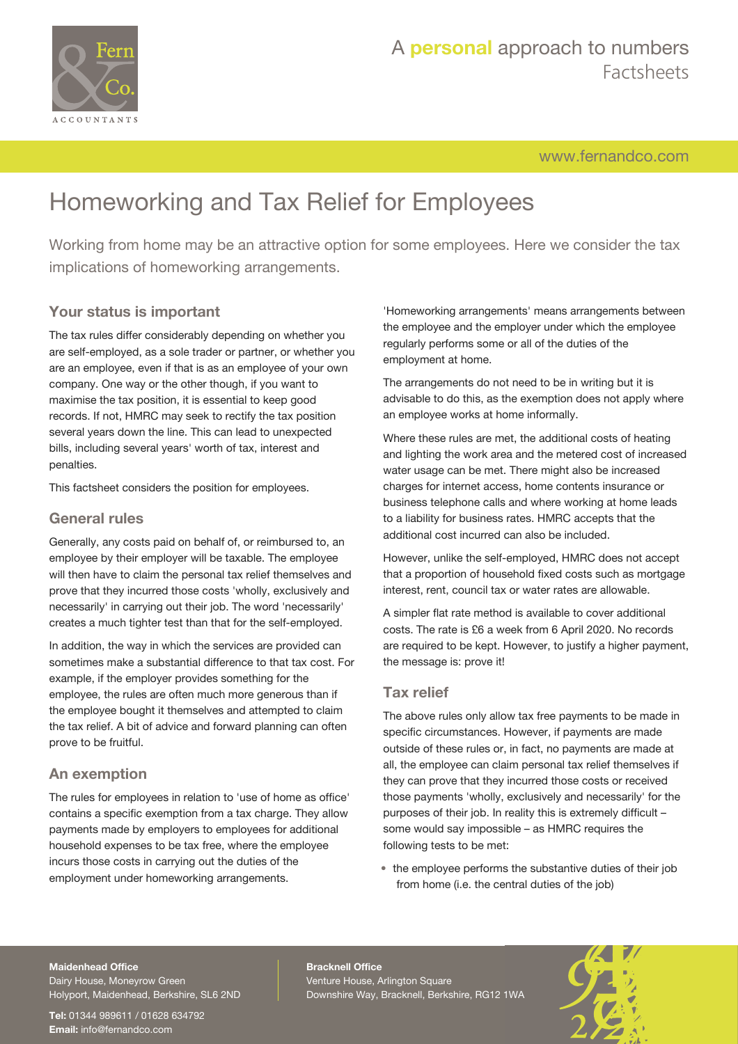# Homeworking and Tax Relief for Employees

Working from home may be an attractive option for some employees. Here we consider the tax implications of homeworking arrangements.

## Your status is important

The tax rules differ considerably depending on whether you are self-employed, as a sole trader or partner, or whether you are an employee, even if that is as an employee of your own company. One way or the other though, if you want to maximise the tax position, it is essential to keep good records. If not, HMRC may seek to rectify the tax position several years down the line. This can lead to unexpected bills, including several years' worth of tax, interest and penalties.

This factsheet considers the position for employees.

## General rules

Generally, any costs paid on behalf of, or reimbursed to, an employee by their employer will be taxable. The employee will then have to claim the personal tax relief themselves and prove that they incurred those costs 'wholly, exclusively and necessarily' in carrying out their job. The word 'necessarily' creates a much tighter test than that for the self-employed.

In addition, the way in which the services are provided can sometimes make a substantial difference to that tax cost. For example, if the employer provides something for the employee, the rules are often much more generous than if the employee bought it themselves and attempted to claim the tax relief. A bit of advice and forward planning can often prove to be fruitful.

## An exemption

The rules for employees in relation to 'use of home as office' contains a specific exemption from a tax charge. They allow payments made by employers to employees for additional household expenses to be tax free, where the employee incurs those costs in carrying out the duties of the employment under homeworking arrangements.

'Homeworking arrangements' means arrangements between the employee and the employer under which the employee regularly performs some or all of the duties of the employment at home.

The arrangements do not need to be in writing but it is advisable to do this, as the exemption does not apply where an employee works at home informally.

Where these rules are met, the additional costs of heating and lighting the work area and the metered cost of increased water usage can be met. There might also be increased charges for internet access, home contents insurance or business telephone calls and where working at home leads to a liability for business rates. HMRC accepts that the additional cost incurred can also be included.

However, unlike the self-employed, HMRC does not accept that a proportion of household fixed costs such as mortgage interest, rent, council tax or water rates are allowable.

A simpler flat rate method is available to cover additional costs. The rate is £6 a week from 6 April 2020. No records are required to be kept. However, to justify a higher payment, the message is: prove it!

## Tax relief

The above rules only allow tax free payments to be made in specific circumstances. However, if payments are made outside of these rules or, in fact, no payments are made at all, the employee can claim personal tax relief themselves if they can prove that they incurred those costs or received those payments 'wholly, exclusively and necessarily' for the purposes of their job. In reality this is extremely difficult – some would say impossible – as HMRC requires the following tests to be met:

- the employee performs the substantive duties of their job from home (i.e. the central duties of the job)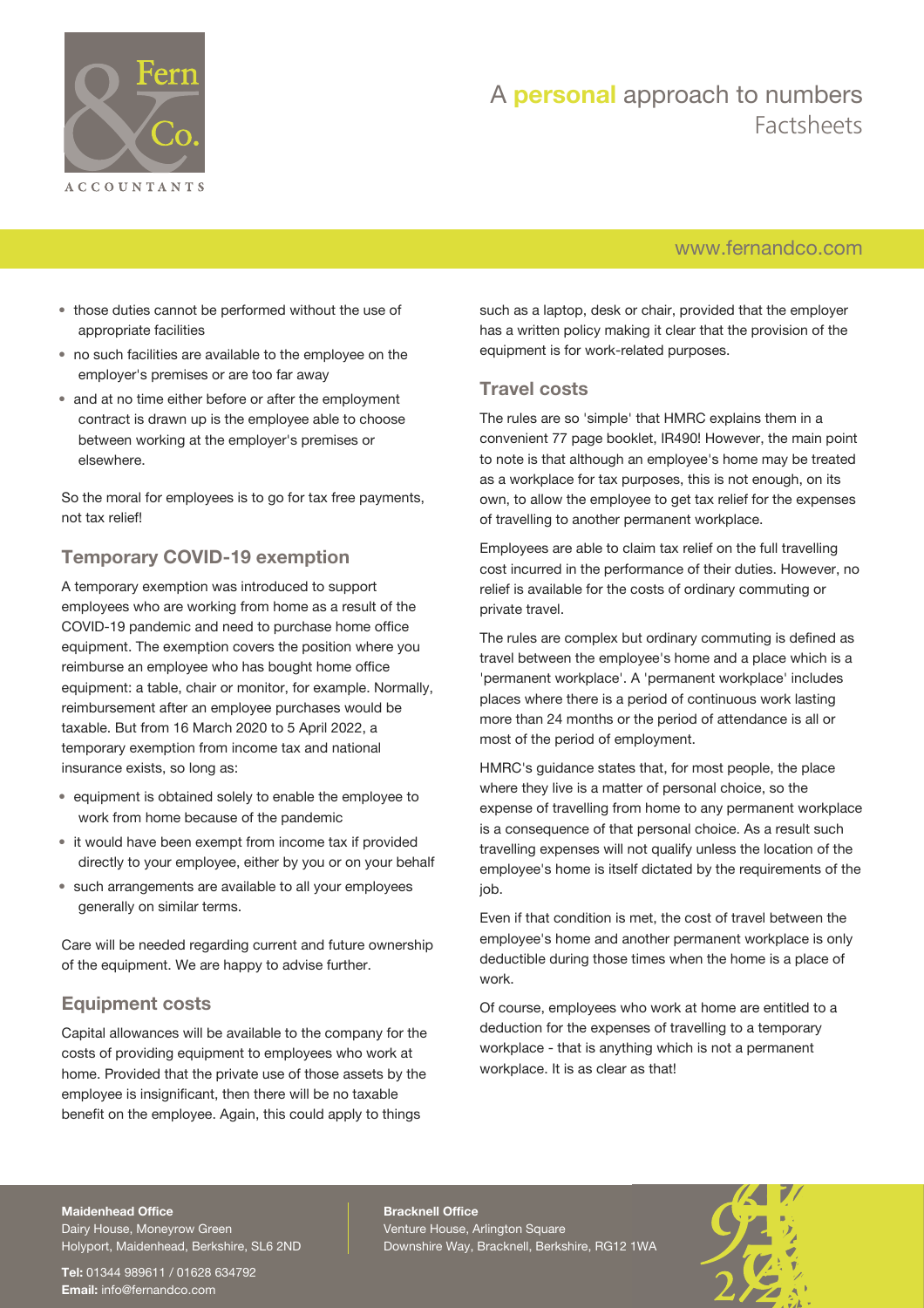- those duties cannot be performed without the use of appropriate facilities
- no such facilities are available to the employee on the employer's premises or are too far away
- and at no time either before or after the employment contract is drawn up is the employee able to choose between working at the employer's premises or elsewhere.

So the moral for employees is to go for tax free payments, not tax relief!

## Temporary COVID-19 exemption

A temporary exemption was introduced to support employees who are working from home as a result of the COVID-19 pandemic and need to purchase home office equipment. The exemption covers the position where you reimburse an employee who has bought home office equipment: a table, chair or monitor, for example. Normally, reimbursement after an employee purchases would be taxable. But from 16 March 2020 to 5 April 2022, a temporary exemption from income tax and national insurance exists, so long as:

- equipment is obtained solely to enable the employee to work from home because of the pandemic
- it would have been exempt from income tax if provided directly to your employee, either by you or on your behalf
- such arrangements are available to all your employees generally on similar terms.

Care will be needed regarding current and future ownership of the equipment. We are happy to advise further.

## Equipment costs

Capital allowances will be available to the company for the costs of providing equipment to employees who work at home. Provided that the private use of those assets by the employee is insignificant, then there will be no taxable benefit on the employee. Again, this could apply to things such as a laptop, desk or chair, provided that the employer has a written policy making it clear that the provision of the equipment is for work-related purposes.

## Travel costs

The rules are so 'simple' that HMRC explains them in a convenient 77 page booklet, IR490! However, the main point to note is that although an employee's home may be treated as a workplace for tax purposes, this is not enough, on its own, to allow the employee to get tax relief for the expenses of travelling to another permanent workplace.

Employees are able to claim tax relief on the full travelling cost incurred in the performance of their duties. However, no relief is available for the costs of ordinary commuting or private travel.

The rules are complex but ordinary commuting is defined as travel between the employee's home and a place which is a 'permanent workplace'. A 'permanent workplace' includes places where there is a period of continuous work lasting more than 24 months or the period of attendance is all or most of the period of employment.

HMRC's guidance states that, for most people, the place where they live is a matter of personal choice, so the expense of travelling from home to any permanent workplace is a consequence of that personal choice. As a result such travelling expenses will not qualify unless the location of the employee's home is itself dictated by the requirements of the job.

Even if that condition is met, the cost of travel between the employee's home and another permanent workplace is only deductible during those times when the home is a place of work.

Of course, employees who work at home are entitled to a deduction for the expenses of travelling to a temporary workplace - that is anything which is not a permanent workplace. It is as clear as that!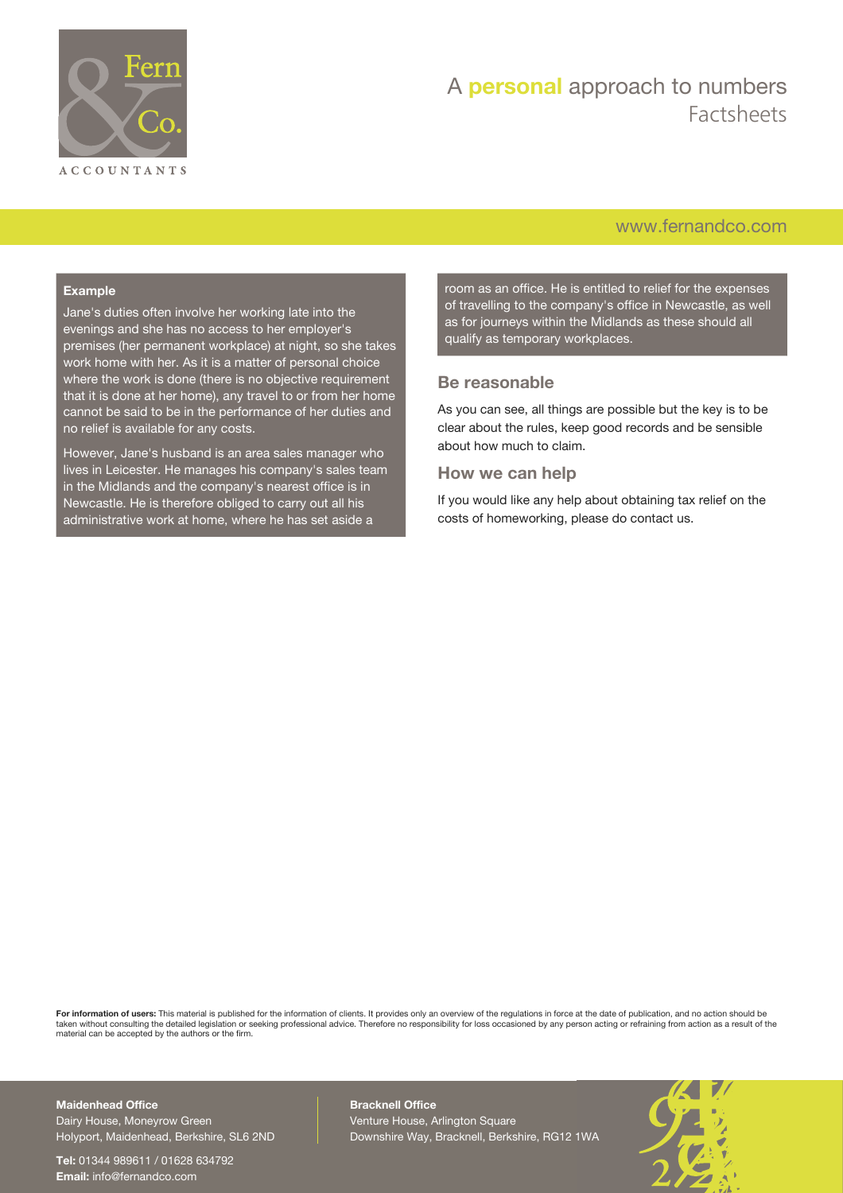**Example**

Jane's duties often involve her working late into the evenings and she has no access to her employer's premises (her permanent workplace) at night, so she takes work home with her. As it is a matter of personal choice where the work is done (there is no objective requirement that it is done at her home), any travel to or from her home cannot be said to be in the performance of her duties and no relief is available for any costs.

However, Jane's husband is an area sales manager who lives in Leicester. He manages his company's sales team in the Midlands and the company's nearest office is in Newcastle. He is therefore obliged to carry out all his administrative work at home, where he has set aside a room as an office. He is entitled to relief for the expenses of travelling to the company's office in Newcastle, as well as for journeys within the Midlands as these should all qualify as temporary workplaces.

## Be reasonable

As you can see, all things are possible but the key is to be clear about the rules, keep good records and be sensible about how much to claim.

## How we can help

If you would like any help about obtaining tax relief on the costs of homeworking, please do contact us.

**For information of users:** This material is published for the information of clients. It provides only an overview of the regulations in force at the date of publication, and no action should be taken without consulting the detailed legislation or seeking professional advice. Therefore no responsibility for loss occasioned by any person acting or refraining from action as a result of the material can be accepted by the authors or the firm.